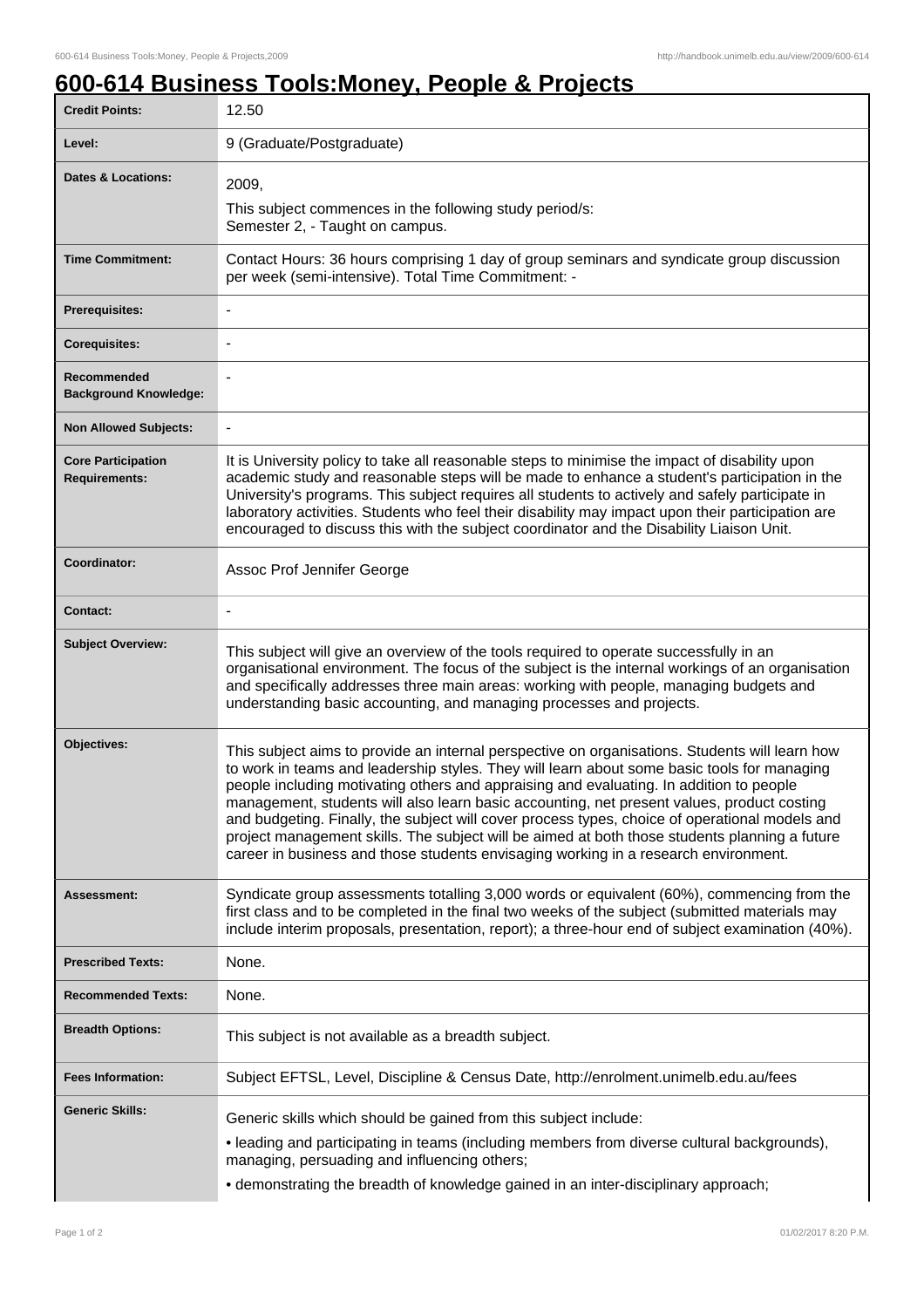# 600-614 Business Tools:Money, People & Projects

| | |
|---|---|
| **Credit Points:** | 12.50 |
| **Level:** | 9 (Graduate/Postgraduate) |
| **Dates & Locations:** | 2009,<br>This subject commences in the following study period/s:<br>Semester 2, - Taught on campus. |
| **Time Commitment:** | Contact Hours: 36 hours comprising 1 day of group seminars and syndicate group discussion per week (semi-intensive). Total Time Commitment: - |
| **Prerequisites:** | - |
| **Corequisites:** | - |
| **Recommended Background Knowledge:** | - |
| **Non Allowed Subjects:** | - |
| **Core Participation Requirements:** | It is University policy to take all reasonable steps to minimise the impact of disability upon academic study and reasonable steps will be made to enhance a student's participation in the University's programs. This subject requires all students to actively and safely participate in laboratory activities. Students who feel their disability may impact upon their participation are encouraged to discuss this with the subject coordinator and the Disability Liaison Unit. |
| **Coordinator:** | Assoc Prof Jennifer George |
| **Contact:** | - |
| **Subject Overview:** | This subject will give an overview of the tools required to operate successfully in an organisational environment. The focus of the subject is the internal workings of an organisation and specifically addresses three main areas: working with people, managing budgets and understanding basic accounting, and managing processes and projects. |
| **Objectives:** | This subject aims to provide an internal perspective on organisations. Students will learn how to work in teams and leadership styles. They will learn about some basic tools for managing people including motivating others and appraising and evaluating. In addition to people management, students will also learn basic accounting, net present values, product costing and budgeting. Finally, the subject will cover process types, choice of operational models and project management skills. The subject will be aimed at both those students planning a future career in business and those students envisaging working in a research environment. |
| **Assessment:** | Syndicate group assessments totalling 3,000 words or equivalent (60%), commencing from the first class and to be completed in the final two weeks of the subject (submitted materials may include interim proposals, presentation, report); a three-hour end of subject examination (40%). |
| **Prescribed Texts:** | None. |
| **Recommended Texts:** | None. |
| **Breadth Options:** | This subject is not available as a breadth subject. |
| **Fees Information:** | Subject EFTSL, Level, Discipline & Census Date, http://enrolment.unimelb.edu.au/fees |
| **Generic Skills:** | Generic skills which should be gained from this subject include:<br>• leading and participating in teams (including members from diverse cultural backgrounds), managing, persuading and influencing others;<br>• demonstrating the breadth of knowledge gained in an inter-disciplinary approach; |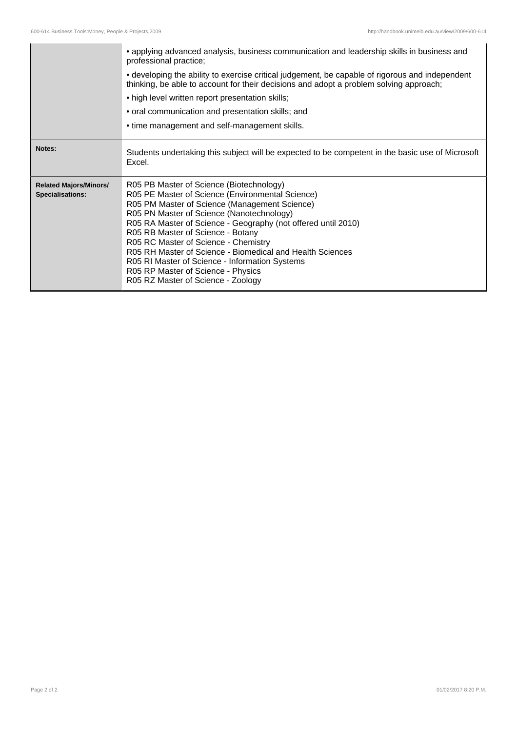| | |
|---|---|
| | • applying advanced analysis, business communication and leadership skills in business and professional practice;<br>• developing the ability to exercise critical judgement, be capable of rigorous and independent thinking, be able to account for their decisions and adopt a problem solving approach;<br>• high level written report presentation skills;<br>• oral communication and presentation skills; and<br>• time management and self-management skills. |
| **Notes:** | Students undertaking this subject will be expected to be competent in the basic use of Microsoft Excel. |
| **Related Majors/Minors/ Specialisations:** | R05 PB Master of Science (Biotechnology)<br>R05 PE Master of Science (Environmental Science)<br>R05 PM Master of Science (Management Science)<br>R05 PN Master of Science (Nanotechnology)<br>R05 RA Master of Science - Geography (not offered until 2010)<br>R05 RB Master of Science - Botany<br>R05 RC Master of Science - Chemistry<br>R05 RH Master of Science - Biomedical and Health Sciences<br>R05 RI Master of Science - Information Systems<br>R05 RP Master of Science - Physics<br>R05 RZ Master of Science - Zoology |